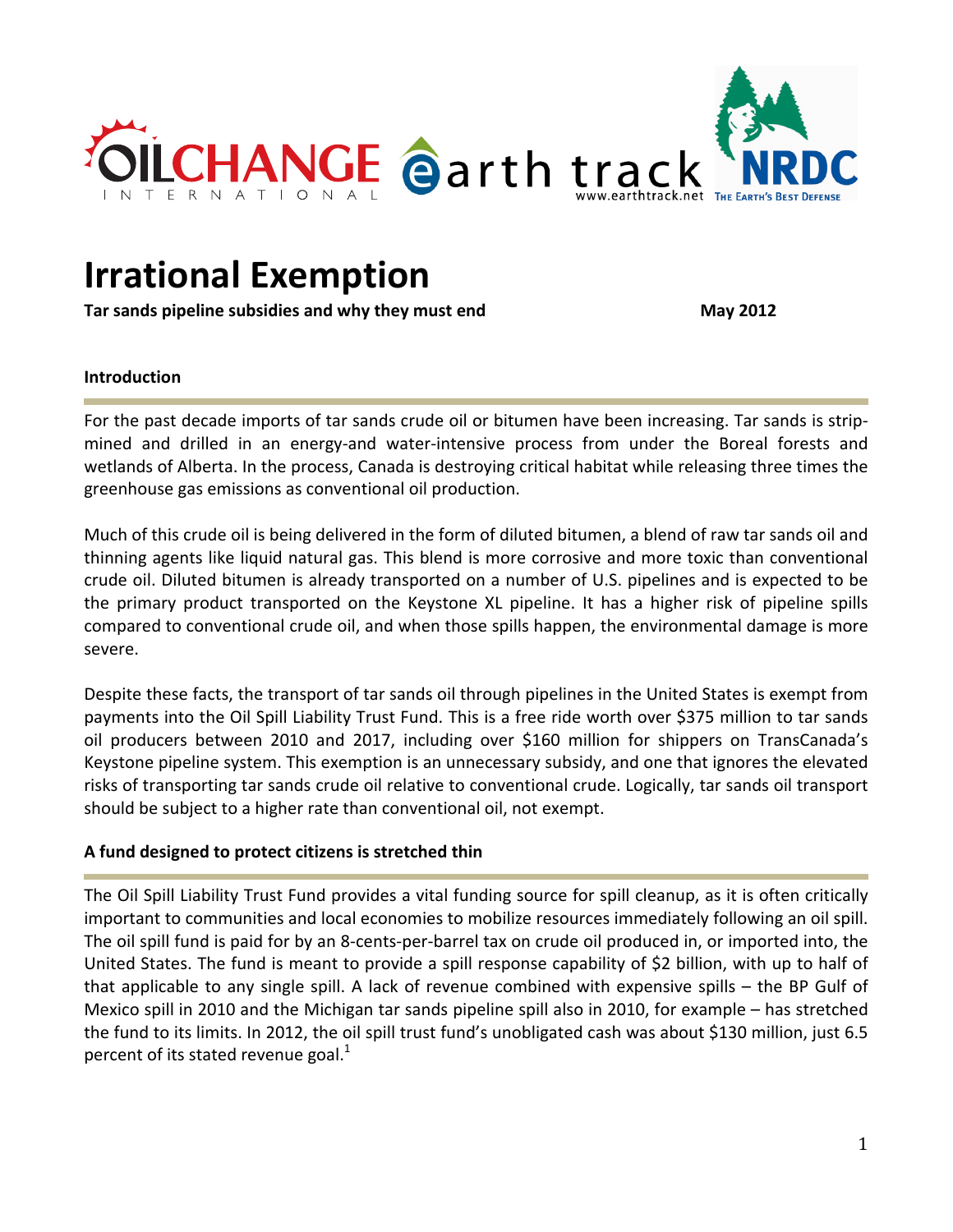# Irrational Exemption

**Tar sands pipeline subsidies and why they must end** **May 2012**

## Introduction

For the past decade imports of tar sands crude oil or bitumen have been increasing. Tar sands is strip-mined and drilled in an energy-and water-intensive process from under the Boreal forests and wetlands of Alberta. In the process, Canada is destroying critical habitat while releasing three times the greenhouse gas emissions as conventional oil production.

Much of this crude oil is being delivered in the form of diluted bitumen, a blend of raw tar sands oil and thinning agents like liquid natural gas. This blend is more corrosive and more toxic than conventional crude oil. Diluted bitumen is already transported on a number of U.S. pipelines and is expected to be the primary product transported on the Keystone XL pipeline. It has a higher risk of pipeline spills compared to conventional crude oil, and when those spills happen, the environmental damage is more severe.

Despite these facts, the transport of tar sands oil through pipelines in the United States is exempt from payments into the Oil Spill Liability Trust Fund. This is a free ride worth over $375 million to tar sands oil producers between 2010 and 2017, including over $160 million for shippers on TransCanada's Keystone pipeline system. This exemption is an unnecessary subsidy, and one that ignores the elevated risks of transporting tar sands crude oil relative to conventional crude. Logically, tar sands oil transport should be subject to a higher rate than conventional oil, not exempt.

## A fund designed to protect citizens is stretched thin

The Oil Spill Liability Trust Fund provides a vital funding source for spill cleanup, as it is often critically important to communities and local economies to mobilize resources immediately following an oil spill. The oil spill fund is paid for by an 8-cents-per-barrel tax on crude oil produced in, or imported into, the United States. The fund is meant to provide a spill response capability of $2 billion, with up to half of that applicable to any single spill. A lack of revenue combined with expensive spills – the BP Gulf of Mexico spill in 2010 and the Michigan tar sands pipeline spill also in 2010, for example – has stretched the fund to its limits. In 2012, the oil spill trust fund's unobligated cash was about $130 million, just 6.5 percent of its stated revenue goal.[1]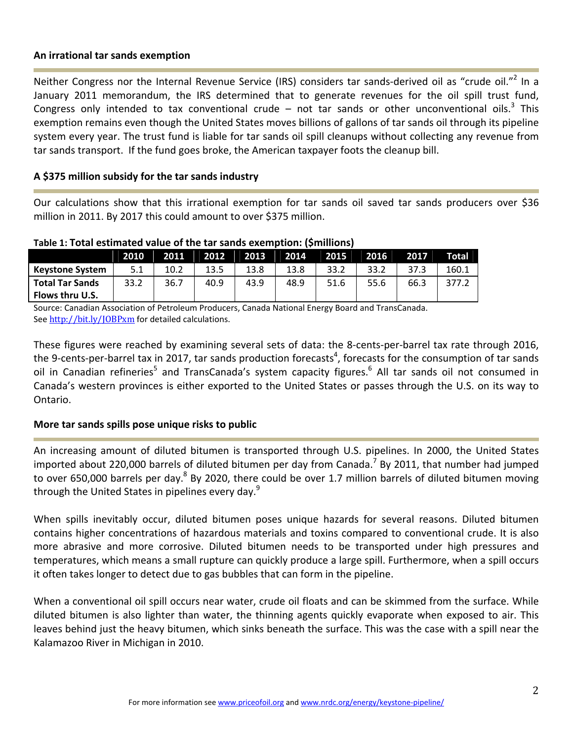## An irrational tar sands exemption

Neither Congress nor the Internal Revenue Service (IRS) considers tar sands-derived oil as "crude oil."[2] In a January 2011 memorandum, the IRS determined that to generate revenues for the oil spill trust fund, Congress only intended to tax conventional crude – not tar sands or other unconventional oils.[3] This exemption remains even though the United States moves billions of gallons of tar sands oil through its pipeline system every year. The trust fund is liable for tar sands oil spill cleanups without collecting any revenue from tar sands transport. If the fund goes broke, the American taxpayer foots the cleanup bill.

## A $375 million subsidy for the tar sands industry

Our calculations show that this irrational exemption for tar sands oil saved tar sands producers over $36 million in 2011. By 2017 this could amount to over $375 million.

**Table 1: Total estimated value of the tar sands exemption: ($millions)**

| | 2010 | 2011 | 2012 | 2013 | 2014 | 2015 | 2016 | 2017 | Total |
|---|---|---|---|---|---|---|---|---|---|
| **Keystone System** | 5.1 | 10.2 | 13.5 | 13.8 | 13.8 | 33.2 | 33.2 | 37.3 | 160.1 |
| **Total Tar Sands Flows thru U.S.** | 33.2 | 36.7 | 40.9 | 43.9 | 48.9 | 51.6 | 55.6 | 66.3 | 377.2 |

Source: Canadian Association of Petroleum Producers, Canada National Energy Board and TransCanada.
See http://bit.ly/JOBPxm for detailed calculations.

These figures were reached by examining several sets of data: the 8-cents-per-barrel tax rate through 2016, the 9-cents-per-barrel tax in 2017, tar sands production forecasts[4], forecasts for the consumption of tar sands oil in Canadian refineries[5] and TransCanada's system capacity figures.[6] All tar sands oil not consumed in Canada's western provinces is either exported to the United States or passes through the U.S. on its way to Ontario.

## More tar sands spills pose unique risks to public

An increasing amount of diluted bitumen is transported through U.S. pipelines. In 2000, the United States imported about 220,000 barrels of diluted bitumen per day from Canada.[7] By 2011, that number had jumped to over 650,000 barrels per day.[8] By 2020, there could be over 1.7 million barrels of diluted bitumen moving through the United States in pipelines every day.[9]

When spills inevitably occur, diluted bitumen poses unique hazards for several reasons. Diluted bitumen contains higher concentrations of hazardous materials and toxins compared to conventional crude. It is also more abrasive and more corrosive. Diluted bitumen needs to be transported under high pressures and temperatures, which means a small rupture can quickly produce a large spill. Furthermore, when a spill occurs it often takes longer to detect due to gas bubbles that can form in the pipeline.

When a conventional oil spill occurs near water, crude oil floats and can be skimmed from the surface. While diluted bitumen is also lighter than water, the thinning agents quickly evaporate when exposed to air. This leaves behind just the heavy bitumen, which sinks beneath the surface. This was the case with a spill near the Kalamazoo River in Michigan in 2010.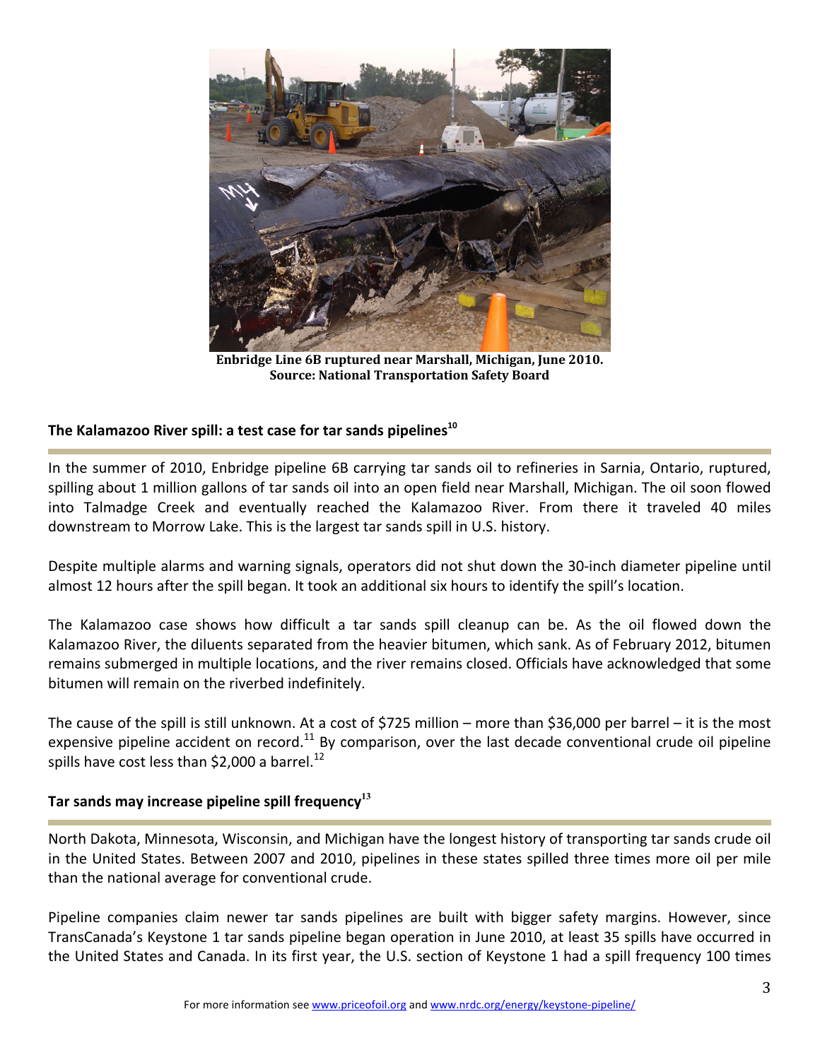**Enbridge Line 6B ruptured near Marshall, Michigan, June 2010.**
**Source: National Transportation Safety Board**

### The Kalamazoo River spill: a test case for tar sands pipelines[10]

In the summer of 2010, Enbridge pipeline 6B carrying tar sands oil to refineries in Sarnia, Ontario, ruptured, spilling about 1 million gallons of tar sands oil into an open field near Marshall, Michigan. The oil soon flowed into Talmadge Creek and eventually reached the Kalamazoo River. From there it traveled 40 miles downstream to Morrow Lake. This is the largest tar sands spill in U.S. history.

Despite multiple alarms and warning signals, operators did not shut down the 30-inch diameter pipeline until almost 12 hours after the spill began. It took an additional six hours to identify the spill's location.

The Kalamazoo case shows how difficult a tar sands spill cleanup can be. As the oil flowed down the Kalamazoo River, the diluents separated from the heavier bitumen, which sank. As of February 2012, bitumen remains submerged in multiple locations, and the river remains closed. Officials have acknowledged that some bitumen will remain on the riverbed indefinitely.

The cause of the spill is still unknown. At a cost of $725 million – more than $36,000 per barrel – it is the most expensive pipeline accident on record.[11] By comparison, over the last decade conventional crude oil pipeline spills have cost less than $2,000 a barrel.[12]

### Tar sands may increase pipeline spill frequency[13]

North Dakota, Minnesota, Wisconsin, and Michigan have the longest history of transporting tar sands crude oil in the United States. Between 2007 and 2010, pipelines in these states spilled three times more oil per mile than the national average for conventional crude.

Pipeline companies claim newer tar sands pipelines are built with bigger safety margins. However, since TransCanada's Keystone 1 tar sands pipeline began operation in June 2010, at least 35 spills have occurred in the United States and Canada. In its first year, the U.S. section of Keystone 1 had a spill frequency 100 times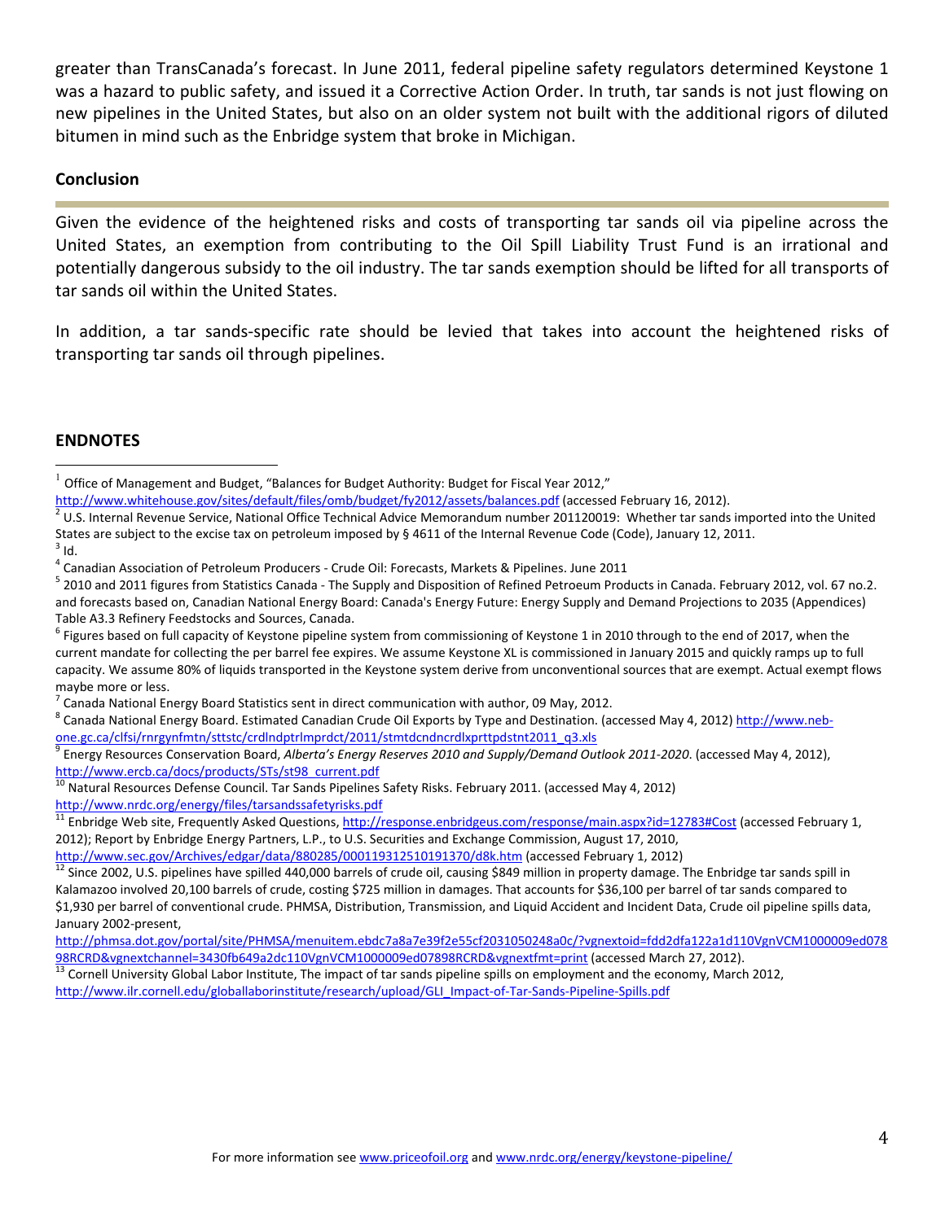greater than TransCanada's forecast. In June 2011, federal pipeline safety regulators determined Keystone 1 was a hazard to public safety, and issued it a Corrective Action Order. In truth, tar sands is not just flowing on new pipelines in the United States, but also on an older system not built with the additional rigors of diluted bitumen in mind such as the Enbridge system that broke in Michigan.

## Conclusion

Given the evidence of the heightened risks and costs of transporting tar sands oil via pipeline across the United States, an exemption from contributing to the Oil Spill Liability Trust Fund is an irrational and potentially dangerous subsidy to the oil industry. The tar sands exemption should be lifted for all transports of tar sands oil within the United States.

In addition, a tar sands-specific rate should be levied that takes into account the heightened risks of transporting tar sands oil through pipelines.

## ENDNOTES

[1] Office of Management and Budget, "Balances for Budget Authority: Budget for Fiscal Year 2012," http://www.whitehouse.gov/sites/default/files/omb/budget/fy2012/assets/balances.pdf (accessed February 16, 2012).

[2] U.S. Internal Revenue Service, National Office Technical Advice Memorandum number 201120019: Whether tar sands imported into the United States are subject to the excise tax on petroleum imposed by § 4611 of the Internal Revenue Code (Code), January 12, 2011.

[3] Id.

[4] Canadian Association of Petroleum Producers - Crude Oil: Forecasts, Markets & Pipelines. June 2011

[5] 2010 and 2011 figures from Statistics Canada - The Supply and Disposition of Refined Petroeum Products in Canada. February 2012, vol. 67 no.2. and forecasts based on, Canadian National Energy Board: Canada's Energy Future: Energy Supply and Demand Projections to 2035 (Appendices) Table A3.3 Refinery Feedstocks and Sources, Canada.

[6] Figures based on full capacity of Keystone pipeline system from commissioning of Keystone 1 in 2010 through to the end of 2017, when the current mandate for collecting the per barrel fee expires. We assume Keystone XL is commissioned in January 2015 and quickly ramps up to full capacity. We assume 80% of liquids transported in the Keystone system derive from unconventional sources that are exempt. Actual exempt flows maybe more or less.

[7] Canada National Energy Board Statistics sent in direct communication with author, 09 May, 2012.

[8] Canada National Energy Board. Estimated Canadian Crude Oil Exports by Type and Destination. (accessed May 4, 2012) http://www.neb-one.gc.ca/clfsi/rnrgynfmtn/sttstc/crdlndptrlmprdct/2011/stmtdcndncrdlxprttpdstnt2011_q3.xls

[9] Energy Resources Conservation Board, *Alberta's Energy Reserves 2010 and Supply/Demand Outlook 2011-2020*. (accessed May 4, 2012), http://www.ercb.ca/docs/products/STs/st98_current.pdf

[10] Natural Resources Defense Council. Tar Sands Pipelines Safety Risks. February 2011. (accessed May 4, 2012) http://www.nrdc.org/energy/files/tarsandssafetyrisks.pdf

[11] Enbridge Web site, Frequently Asked Questions, http://response.enbridgeus.com/response/main.aspx?id=12783#Cost (accessed February 1, 2012); Report by Enbridge Energy Partners, L.P., to U.S. Securities and Exchange Commission, August 17, 2010, http://www.sec.gov/Archives/edgar/data/880285/000119312510191370/d8k.htm (accessed February 1, 2012)

[12] Since 2002, U.S. pipelines have spilled 440,000 barrels of crude oil, causing $849 million in property damage. The Enbridge tar sands spill in Kalamazoo involved 20,100 barrels of crude, costing $725 million in damages. That accounts for $36,100 per barrel of tar sands compared to $1,930 per barrel of conventional crude. PHMSA, Distribution, Transmission, and Liquid Accident and Incident Data, Crude oil pipeline spills data, January 2002-present, http://phmsa.dot.gov/portal/site/PHMSA/menuitem.ebdc7a8a7e39f2e55cf2031050248a0c/?vgnextoid=fdd2dfa122a1d110VgnVCM1000009ed07898RCRD&vgnextchannel=3430fb649a2dc110VgnVCM1000009ed07898RCRD&vgnextfmt=print (accessed March 27, 2012).

[13] Cornell University Global Labor Institute, The impact of tar sands pipeline spills on employment and the economy, March 2012, http://www.ilr.cornell.edu/globallaborinstitute/research/upload/GLI_Impact-of-Tar-Sands-Pipeline-Spills.pdf

For more information see www.priceofoil.org and www.nrdc.org/energy/keystone-pipeline/